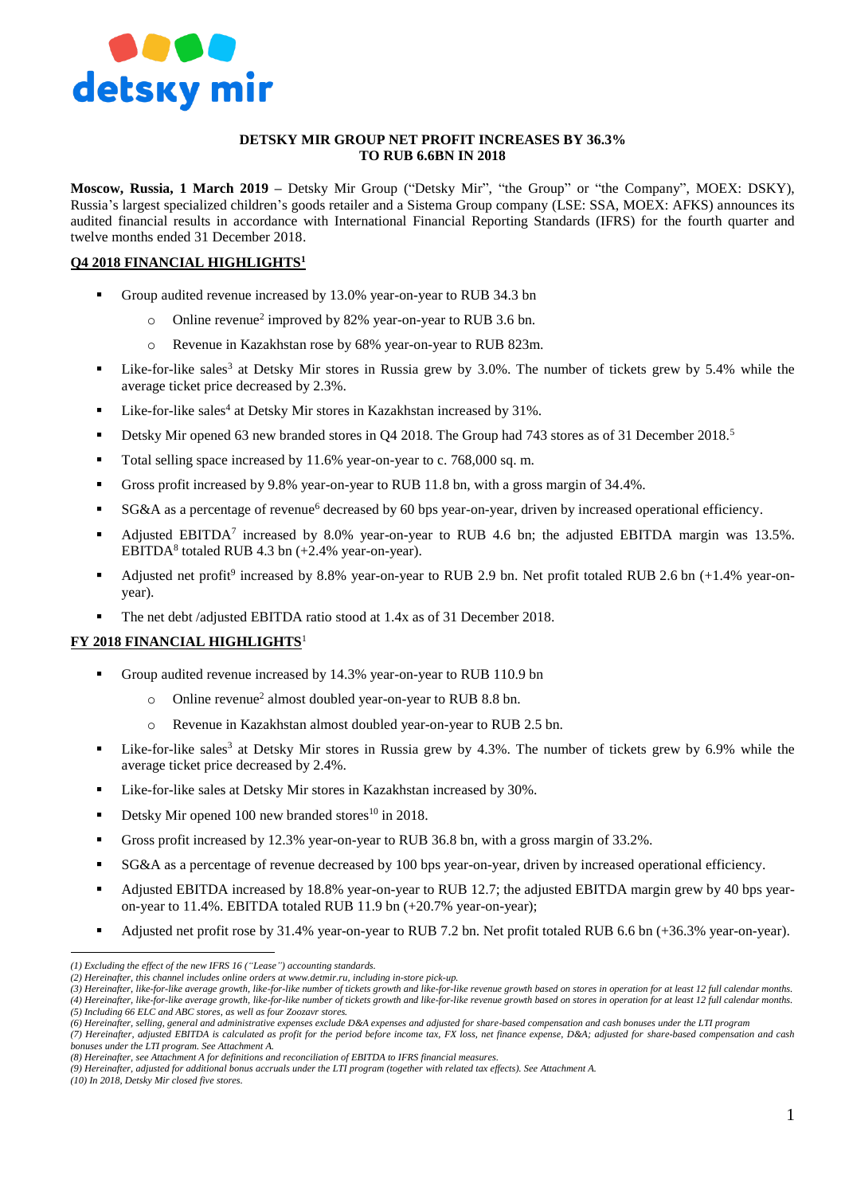**DETSKY MIR GROUP NET PROFIT INCREASES BY 36.3% TO RUB 6.6BN IN 2018**

**Moscow, Russia, 1 March 2019 –** Detsky Mir Group ("Detsky Mir", "the Group" or "the Company", MOEX: DSKY), Russia's largest specialized children's goods retailer and a Sistema Group company (LSE: SSA, MOEX: AFKS) announces its audited financial results in accordance with International Financial Reporting Standards (IFRS) for the fourth quarter and twelve months ended 31 December 2018.

## Q4 2018 FINANCIAL HIGHLIGHTS[1]

- Group audited revenue increased by 13.0% year-on-year to RUB 34.3 bn
  - Online revenue[2] improved by 82% year-on-year to RUB 3.6 bn.
  - Revenue in Kazakhstan rose by 68% year-on-year to RUB 823m.
- Like-for-like sales[3] at Detsky Mir stores in Russia grew by 3.0%. The number of tickets grew by 5.4% while the average ticket price decreased by 2.3%.
- Like-for-like sales[4] at Detsky Mir stores in Kazakhstan increased by 31%.
- Detsky Mir opened 63 new branded stores in Q4 2018. The Group had 743 stores as of 31 December 2018.[5]
- Total selling space increased by 11.6% year-on-year to c. 768,000 sq. m.
- Gross profit increased by 9.8% year-on-year to RUB 11.8 bn, with a gross margin of 34.4%.
- SG&A as a percentage of revenue[6] decreased by 60 bps year-on-year, driven by increased operational efficiency.
- Adjusted EBITDA[7] increased by 8.0% year-on-year to RUB 4.6 bn; the adjusted EBITDA margin was 13.5%. EBITDA[8] totaled RUB 4.3 bn (+2.4% year-on-year).
- Adjusted net profit[9] increased by 8.8% year-on-year to RUB 2.9 bn. Net profit totaled RUB 2.6 bn (+1.4% year-on-year).
- The net debt /adjusted EBITDA ratio stood at 1.4x as of 31 December 2018.

## FY 2018 FINANCIAL HIGHLIGHTS[1]

- Group audited revenue increased by 14.3% year-on-year to RUB 110.9 bn
  - Online revenue[2] almost doubled year-on-year to RUB 8.8 bn.
  - Revenue in Kazakhstan almost doubled year-on-year to RUB 2.5 bn.
- Like-for-like sales[3] at Detsky Mir stores in Russia grew by 4.3%. The number of tickets grew by 6.9% while the average ticket price decreased by 2.4%.
- Like-for-like sales at Detsky Mir stores in Kazakhstan increased by 30%.
- Detsky Mir opened 100 new branded stores[10] in 2018.
- Gross profit increased by 12.3% year-on-year to RUB 36.8 bn, with a gross margin of 33.2%.
- SG&A as a percentage of revenue decreased by 100 bps year-on-year, driven by increased operational efficiency.
- Adjusted EBITDA increased by 18.8% year-on-year to RUB 12.7; the adjusted EBITDA margin grew by 40 bps year-on-year to 11.4%. EBITDA totaled RUB 11.9 bn (+20.7% year-on-year);
- Adjusted net profit rose by 31.4% year-on-year to RUB 7.2 bn. Net profit totaled RUB 6.6 bn (+36.3% year-on-year).

---

*(1) Excluding the effect of the new IFRS 16 ("Lease") accounting standards.*
*(2) Hereinafter, this channel includes online orders at www.detmir.ru, including in-store pick-up.*
*(3) Hereinafter, like-for-like average growth, like-for-like number of tickets growth and like-for-like revenue growth based on stores in operation for at least 12 full calendar months.*
*(4) Hereinafter, like-for-like average growth, like-for-like number of tickets growth and like-for-like revenue growth based on stores in operation for at least 12 full calendar months.*
*(5) Including 66 ELC and ABC stores, as well as four Zoozavr stores.*
*(6) Hereinafter, selling, general and administrative expenses exclude D&A expenses and adjusted for share-based compensation and cash bonuses under the LTI program*
*(7) Hereinafter, adjusted EBITDA is calculated as profit for the period before income tax, FX loss, net finance expense, D&A; adjusted for share-based compensation and cash bonuses under the LTI program. See Attachment A.*
*(8) Hereinafter, see Attachment A for definitions and reconciliation of EBITDA to IFRS financial measures.*
*(9) Hereinafter, adjusted for additional bonus accruals under the LTI program (together with related tax effects). See Attachment A.*
*(10) In 2018, Detsky Mir closed five stores.*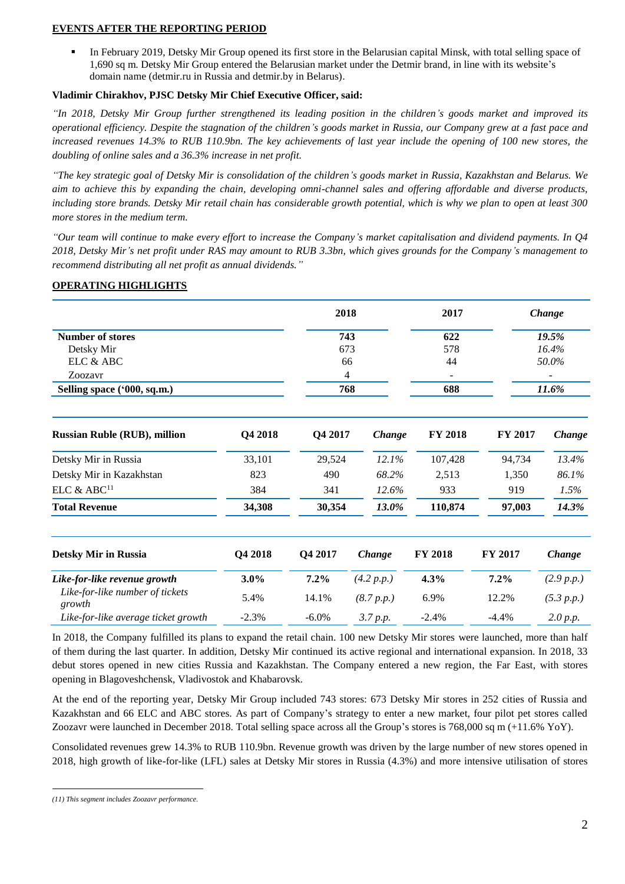## EVENTS AFTER THE REPORTING PERIOD

- In February 2019, Detsky Mir Group opened its first store in the Belarusian capital Minsk, with total selling space of 1,690 sq m. Detsky Mir Group entered the Belarusian market under the Detmir brand, in line with its website's domain name (detmir.ru in Russia and detmir.by in Belarus).

**Vladimir Chirakhov, PJSC Detsky Mir Chief Executive Officer, said:**

*"In 2018, Detsky Mir Group further strengthened its leading position in the children's goods market and improved its operational efficiency. Despite the stagnation of the children's goods market in Russia, our Company grew at a fast pace and increased revenues 14.3% to RUB 110.9bn. The key achievements of last year include the opening of 100 new stores, the doubling of online sales and a 36.3% increase in net profit.*

*"The key strategic goal of Detsky Mir is consolidation of the children's goods market in Russia, Kazakhstan and Belarus. We aim to achieve this by expanding the chain, developing omni-channel sales and offering affordable and diverse products, including store brands. Detsky Mir retail chain has considerable growth potential, which is why we plan to open at least 300 more stores in the medium term.*

*"Our team will continue to make every effort to increase the Company's market capitalisation and dividend payments. In Q4 2018, Detsky Mir's net profit under RAS may amount to RUB 3.3bn, which gives grounds for the Company's management to recommend distributing all net profit as annual dividends."*

## OPERATING HIGHLIGHTS

| | 2018 | 2017 | *Change* |
|---|---|---|---|
| **Number of stores** | **743** | **622** | ***19.5%*** |
| Detsky Mir | 673 | 578 | *16.4%* |
| ELC & ABC | 66 | 44 | *50.0%* |
| Zoozavr | 4 | - | - |
| **Selling space ('000, sq.m.)** | **768** | **688** | ***11.6%*** |

| **Russian Ruble (RUB), million** | **Q4 2018** | **Q4 2017** | ***Change*** | **FY 2018** | **FY 2017** | ***Change*** |
|---|---|---|---|---|---|---|
| Detsky Mir in Russia | 33,101 | 29,524 | *12.1%* | 107,428 | 94,734 | *13.4%* |
| Detsky Mir in Kazakhstan | 823 | 490 | *68.2%* | 2,513 | 1,350 | *86.1%* |
| ELC & ABC[11] | 384 | 341 | *12.6%* | 933 | 919 | *1.5%* |
| **Total Revenue** | **34,308** | **30,354** | ***13.0%*** | **110,874** | **97,003** | ***14.3%*** |

| **Detsky Mir in Russia** | **Q4 2018** | **Q4 2017** | ***Change*** | **FY 2018** | **FY 2017** | ***Change*** |
|---|---|---|---|---|---|---|
| ***Like-for-like revenue growth*** | **3.0%** | **7.2%** | *(4.2 p.p.)* | **4.3%** | **7.2%** | *(2.9 p.p.)* |
| *Like-for-like number of tickets growth* | 5.4% | 14.1% | *(8.7 p.p.)* | 6.9% | 12.2% | *(5.3 p.p.)* |
| *Like-for-like average ticket growth* | -2.3% | -6.0% | *3.7 p.p.* | -2.4% | -4.4% | *2.0 p.p.* |

In 2018, the Company fulfilled its plans to expand the retail chain. 100 new Detsky Mir stores were launched, more than half of them during the last quarter. In addition, Detsky Mir continued its active regional and international expansion. In 2018, 33 debut stores opened in new cities Russia and Kazakhstan. The Company entered a new region, the Far East, with stores opening in Blagoveshchensk, Vladivostok and Khabarovsk.

At the end of the reporting year, Detsky Mir Group included 743 stores: 673 Detsky Mir stores in 252 cities of Russia and Kazakhstan and 66 ELC and ABC stores. As part of Company's strategy to enter a new market, four pilot pet stores called Zoozavr were launched in December 2018. Total selling space across all the Group's stores is 768,000 sq m (+11.6% YoY).

Consolidated revenues grew 14.3% to RUB 110.9bn. Revenue growth was driven by the large number of new stores opened in 2018, high growth of like-for-like (LFL) sales at Detsky Mir stores in Russia (4.3%) and more intensive utilisation of stores

*(11) This segment includes Zoozavr performance.*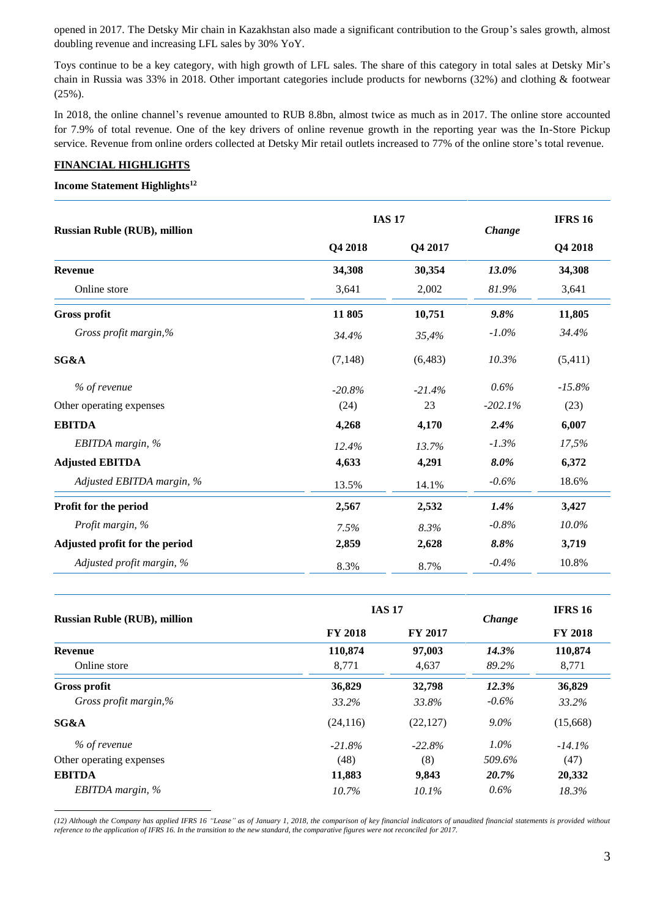opened in 2017. The Detsky Mir chain in Kazakhstan also made a significant contribution to the Group's sales growth, almost doubling revenue and increasing LFL sales by 30% YoY.

Toys continue to be a key category, with high growth of LFL sales. The share of this category in total sales at Detsky Mir's chain in Russia was 33% in 2018. Other important categories include products for newborns (32%) and clothing & footwear (25%).

In 2018, the online channel's revenue amounted to RUB 8.8bn, almost twice as much as in 2017. The online store accounted for 7.9% of total revenue. One of the key drivers of online revenue growth in the reporting year was the In-Store Pickup service. Revenue from online orders collected at Detsky Mir retail outlets increased to 77% of the online store's total revenue.

## FINANCIAL HIGHLIGHTS

**Income Statement Highlights[12]**

| Russian Ruble (RUB), million | IAS 17 | | *Change* | IFRS 16 |
|---|---|---|---|---|
| | **Q4 2018** | **Q4 2017** | | **Q4 2018** |
| **Revenue** | **34,308** | **30,354** | *13.0%* | **34,308** |
| Online store | 3,641 | 2,002 | *81.9%* | 3,641 |
| **Gross profit** | **11 805** | **10,751** | ***9.8%*** | **11,805** |
| *Gross profit margin,%* | *34.4%* | *35,4%* | *-1.0%* | *34.4%* |
| **SG&A** | (7,148) | (6,483) | *10.3%* | (5,411) |
| *% of revenue* | *-20.8%* | *-21.4%* | *0.6%* | *-15.8%* |
| Other operating expenses | (24) | 23 | *-202.1%* | (23) |
| **EBITDA** | **4,268** | **4,170** | ***2.4%*** | **6,007** |
| *EBITDA margin, %* | *12.4%* | *13.7%* | *-1.3%* | *17,5%* |
| **Adjusted EBITDA** | **4,633** | **4,291** | ***8.0%*** | **6,372** |
| *Adjusted EBITDA margin, %* | 13.5% | 14.1% | *-0.6%* | 18.6% |
| **Profit for the period** | **2,567** | **2,532** | ***1.4%*** | **3,427** |
| *Profit margin, %* | *7.5%* | *8.3%* | *-0.8%* | *10.0%* |
| **Adjusted profit for the period** | **2,859** | **2,628** | ***8.8%*** | **3,719** |
| *Adjusted profit margin, %* | 8.3% | 8.7% | *-0.4%* | 10.8% |

| Russian Ruble (RUB), million | IAS 17 | | *Change* | IFRS 16 |
|---|---|---|---|---|
| | **FY 2018** | **FY 2017** | | **FY 2018** |
| **Revenue** | **110,874** | **97,003** | ***14.3%*** | **110,874** |
| Online store | 8,771 | 4,637 | *89.2%* | 8,771 |
| **Gross profit** | **36,829** | **32,798** | ***12.3%*** | **36,829** |
| *Gross profit margin,%* | *33.2%* | *33.8%* | *-0.6%* | *33.2%* |
| **SG&A** | (24,116) | (22,127) | *9.0%* | (15,668) |
| *% of revenue* | *-21.8%* | *-22.8%* | *1.0%* | *-14.1%* |
| Other operating expenses | (48) | (8) | *509.6%* | (47) |
| **EBITDA** | **11,883** | **9,843** | ***20.7%*** | **20,332** |
| *EBITDA margin, %* | *10.7%* | *10.1%* | *0.6%* | *18.3%* |

*(12) Although the Company has applied IFRS 16 "Lease" as of January 1, 2018, the comparison of key financial indicators of unaudited financial statements is provided without reference to the application of IFRS 16. In the transition to the new standard, the comparative figures were not reconciled for 2017.*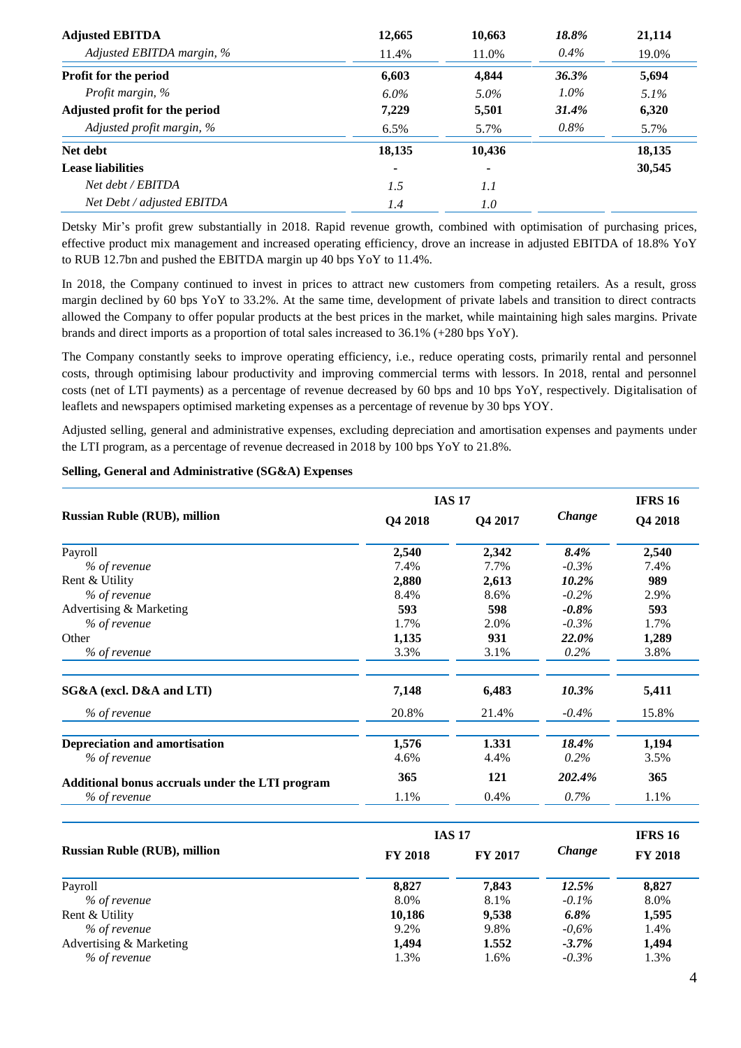| | | | | |
|---|---|---|---|---|
| **Adjusted EBITDA** | **12,665** | **10,663** | ***18.8%*** | **21,114** |
| *Adjusted EBITDA margin, %* | 11.4% | 11.0% | *0.4%* | 19.0% |
| **Profit for the period** | **6,603** | **4,844** | ***36.3%*** | **5,694** |
| *Profit margin, %* | *6.0%* | *5.0%* | *1.0%* | *5.1%* |
| **Adjusted profit for the period** | **7,229** | **5,501** | ***31.4%*** | **6,320** |
| *Adjusted profit margin, %* | 6.5% | 5.7% | *0.8%* | 5.7% |
| **Net debt** | **18,135** | **10,436** | | **18,135** |
| **Lease liabilities** | **-** | **-** | | **30,545** |
| *Net debt / EBITDA* | *1.5* | *1.1* | | |
| *Net Debt / adjusted EBITDA* | *1.4* | *1.0* | | |

Detsky Mir's profit grew substantially in 2018. Rapid revenue growth, combined with optimisation of purchasing prices, effective product mix management and increased operating efficiency, drove an increase in adjusted EBITDA of 18.8% YoY to RUB 12.7bn and pushed the EBITDA margin up 40 bps YoY to 11.4%.

In 2018, the Company continued to invest in prices to attract new customers from competing retailers. As a result, gross margin declined by 60 bps YoY to 33.2%. At the same time, development of private labels and transition to direct contracts allowed the Company to offer popular products at the best prices in the market, while maintaining high sales margins. Private brands and direct imports as a proportion of total sales increased to 36.1% (+280 bps YoY).

The Company constantly seeks to improve operating efficiency, i.e., reduce operating costs, primarily rental and personnel costs, through optimising labour productivity and improving commercial terms with lessors. In 2018, rental and personnel costs (net of LTI payments) as a percentage of revenue decreased by 60 bps and 10 bps YoY, respectively. Digitalisation of leaflets and newspapers optimised marketing expenses as a percentage of revenue by 30 bps YOY.

Adjusted selling, general and administrative expenses, excluding depreciation and amortisation expenses and payments under the LTI program, as a percentage of revenue decreased in 2018 by 100 bps YoY to 21.8%.

**Selling, General and Administrative (SG&A) Expenses**

| **Russian Ruble (RUB), million** | **IAS 17** | | | **IFRS 16** |
|---|---|---|---|---|
| | **Q4 2018** | **Q4 2017** | ***Change*** | **Q4 2018** |
| Payroll | **2,540** | **2,342** | ***8.4%*** | **2,540** |
| *% of revenue* | 7.4% | 7.7% | *-0.3%* | 7.4% |
| Rent & Utility | **2,880** | **2,613** | ***10.2%*** | **989** |
| *% of revenue* | 8.4% | 8.6% | *-0.2%* | 2.9% |
| Advertising & Marketing | **593** | **598** | ***-0.8%*** | **593** |
| *% of revenue* | 1.7% | 2.0% | *-0.3%* | 1.7% |
| Other | **1,135** | **931** | ***22.0%*** | **1,289** |
| *% of revenue* | 3.3% | 3.1% | *0.2%* | 3.8% |
| **SG&A (excl. D&A and LTI)** | **7,148** | **6,483** | ***10.3%*** | **5,411** |
| *% of revenue* | 20.8% | 21.4% | *-0.4%* | 15.8% |
| **Depreciation and amortisation** | **1,576** | **1.331** | ***18.4%*** | **1,194** |
| *% of revenue* | 4.6% | 4.4% | *0.2%* | 3.5% |
| **Additional bonus accruals under the LTI program** | **365** | **121** | ***202.4%*** | **365** |
| *% of revenue* | 1.1% | 0.4% | *0.7%* | 1.1% |

| **Russian Ruble (RUB), million** | **IAS 17** | | | **IFRS 16** |
|---|---|---|---|---|
| | **FY 2018** | **FY 2017** | ***Change*** | **FY 2018** |
| Payroll | **8,827** | **7,843** | ***12.5%*** | **8,827** |
| *% of revenue* | 8.0% | 8.1% | *-0.1%* | 8.0% |
| Rent & Utility | **10,186** | **9,538** | ***6.8%*** | **1,595** |
| *% of revenue* | 9.2% | 9.8% | *-0,6%* | 1.4% |
| Advertising & Marketing | **1,494** | **1.552** | ***-3.7%*** | **1,494** |
| *% of revenue* | 1.3% | 1.6% | *-0.3%* | 1.3% |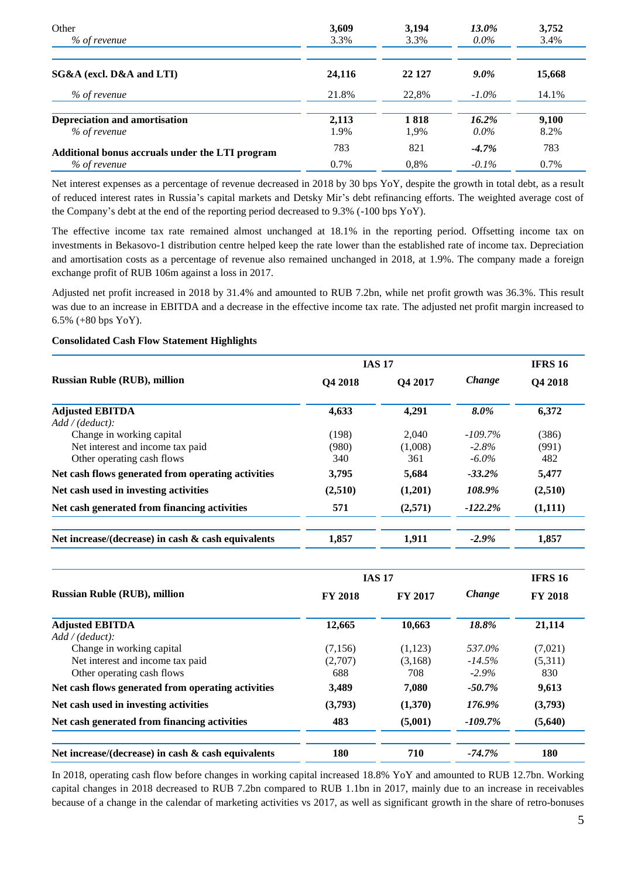| | | | | |
|---|---|---|---|---|
| Other | 3,609 | 3,194 | *13.0%* | 3,752 |
| *% of revenue* | 3.3% | 3.3% | *0.0%* | 3.4% |
| **SG&A (excl. D&A and LTI)** | **24,116** | **22 127** | ***9.0%*** | **15,668** |
| *% of revenue* | 21.8% | 22,8% | *-1.0%* | 14.1% |
| **Depreciation and amortisation** | **2,113** | **1 818** | ***16.2%*** | **9,100** |
| *% of revenue* | 1.9% | 1,9% | *0.0%* | 8.2% |
| **Additional bonus accruals under the LTI program** | 783 | 821 | ***-4.7%*** | 783 |
| *% of revenue* | 0.7% | 0,8% | *-0.1%* | 0.7% |

Net interest expenses as a percentage of revenue decreased in 2018 by 30 bps YoY, despite the growth in total debt, as a result of reduced interest rates in Russia's capital markets and Detsky Mir's debt refinancing efforts. The weighted average cost of the Company's debt at the end of the reporting period decreased to 9.3% (-100 bps YoY).

The effective income tax rate remained almost unchanged at 18.1% in the reporting period. Offsetting income tax on investments in Bekasovo-1 distribution centre helped keep the rate lower than the established rate of income tax. Depreciation and amortisation costs as a percentage of revenue also remained unchanged in 2018, at 1.9%. The company made a foreign exchange profit of RUB 106m against a loss in 2017.

Adjusted net profit increased in 2018 by 31.4% and amounted to RUB 7.2bn, while net profit growth was 36.3%. This result was due to an increase in EBITDA and a decrease in the effective income tax rate. The adjusted net profit margin increased to 6.5% (+80 bps YoY).

**Consolidated Cash Flow Statement Highlights**

| **Russian Ruble (RUB), million** | **IAS 17** | | | **IFRS 16** |
|---|---|---|---|---|
| | **Q4 2018** | **Q4 2017** | ***Change*** | **Q4 2018** |
| **Adjusted EBITDA** | **4,633** | **4,291** | ***8.0%*** | **6,372** |
| *Add / (deduct):* | | | | |
| Change in working capital | (198) | 2,040 | *-109.7%* | (386) |
| Net interest and income tax paid | (980) | (1,008) | *-2.8%* | (991) |
| Other operating cash flows | 340 | 361 | *-6.0%* | 482 |
| **Net cash flows generated from operating activities** | **3,795** | **5,684** | ***-33.2%*** | **5,477** |
| **Net cash used in investing activities** | **(2,510)** | **(1,201)** | ***108.9%*** | **(2,510)** |
| **Net cash generated from financing activities** | **571** | **(2,571)** | ***-122.2%*** | **(1,111)** |
| **Net increase/(decrease) in cash & cash equivalents** | **1,857** | **1,911** | ***-2.9%*** | **1,857** |

| **Russian Ruble (RUB), million** | **IAS 17** | | | **IFRS 16** |
|---|---|---|---|---|
| | **FY 2018** | **FY 2017** | ***Change*** | **FY 2018** |
| **Adjusted EBITDA** | **12,665** | **10,663** | ***18.8%*** | **21,114** |
| *Add / (deduct):* | | | | |
| Change in working capital | (7,156) | (1,123) | *537.0%* | (7,021) |
| Net interest and income tax paid | (2,707) | (3,168) | *-14.5%* | (5,311) |
| Other operating cash flows | 688 | 708 | *-2.9%* | 830 |
| **Net cash flows generated from operating activities** | **3,489** | **7,080** | ***-50.7%*** | **9,613** |
| **Net cash used in investing activities** | **(3,793)** | **(1,370)** | ***176.9%*** | **(3,793)** |
| **Net cash generated from financing activities** | **483** | **(5,001)** | ***-109.7%*** | **(5,640)** |
| **Net increase/(decrease) in cash & cash equivalents** | **180** | **710** | ***-74.7%*** | **180** |

In 2018, operating cash flow before changes in working capital increased 18.8% YoY and amounted to RUB 12.7bn. Working capital changes in 2018 decreased to RUB 7.2bn compared to RUB 1.1bn in 2017, mainly due to an increase in receivables because of a change in the calendar of marketing activities vs 2017, as well as significant growth in the share of retro-bonuses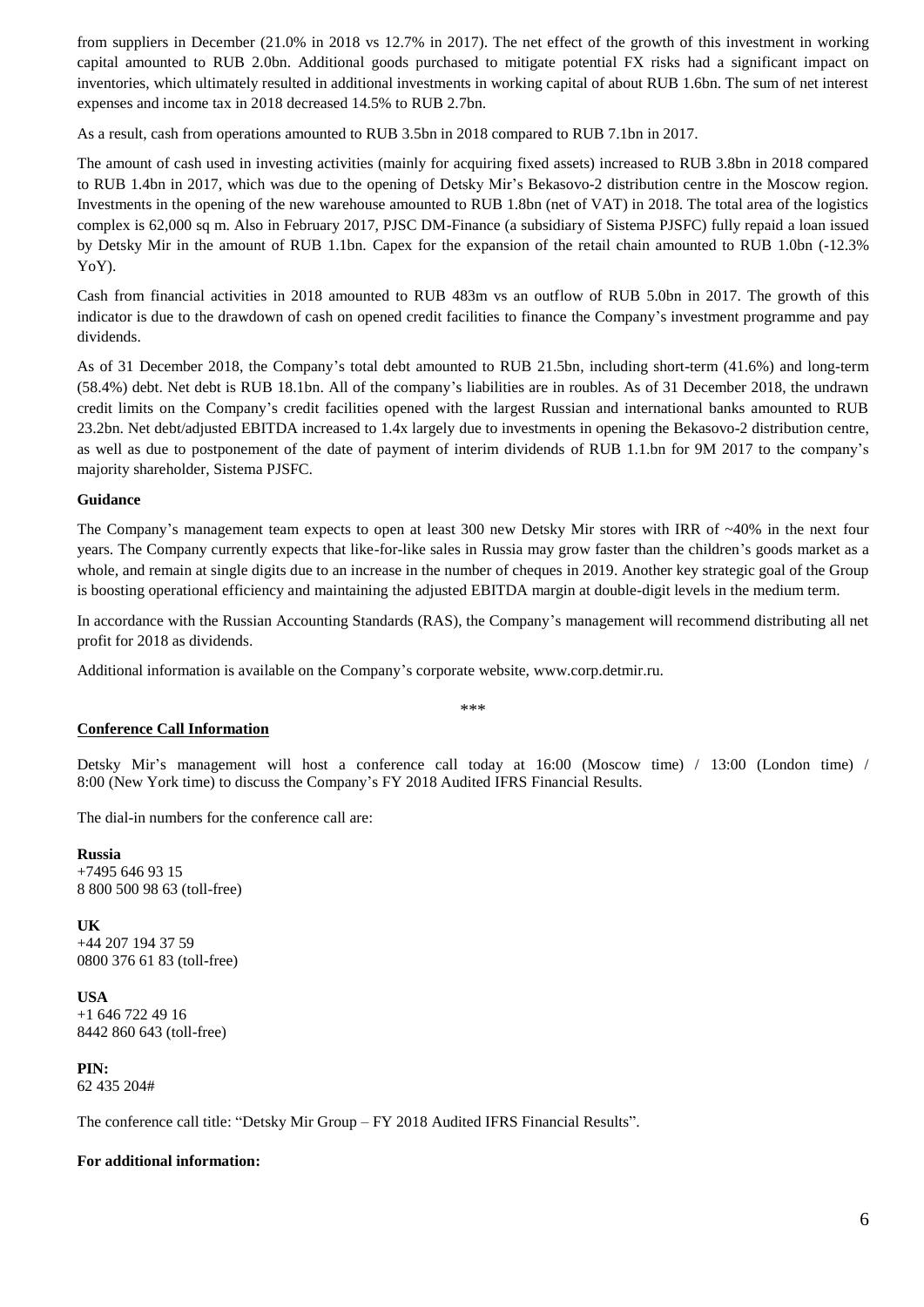from suppliers in December (21.0% in 2018 vs 12.7% in 2017). The net effect of the growth of this investment in working capital amounted to RUB 2.0bn. Additional goods purchased to mitigate potential FX risks had a significant impact on inventories, which ultimately resulted in additional investments in working capital of about RUB 1.6bn. The sum of net interest expenses and income tax in 2018 decreased 14.5% to RUB 2.7bn.

As a result, cash from operations amounted to RUB 3.5bn in 2018 compared to RUB 7.1bn in 2017.

The amount of cash used in investing activities (mainly for acquiring fixed assets) increased to RUB 3.8bn in 2018 compared to RUB 1.4bn in 2017, which was due to the opening of Detsky Mir's Bekasovo-2 distribution centre in the Moscow region. Investments in the opening of the new warehouse amounted to RUB 1.8bn (net of VAT) in 2018. The total area of the logistics complex is 62,000 sq m. Also in February 2017, PJSC DM-Finance (a subsidiary of Sistema PJSFC) fully repaid a loan issued by Detsky Mir in the amount of RUB 1.1bn. Capex for the expansion of the retail chain amounted to RUB 1.0bn (-12.3% YoY).

Cash from financial activities in 2018 amounted to RUB 483m vs an outflow of RUB 5.0bn in 2017. The growth of this indicator is due to the drawdown of cash on opened credit facilities to finance the Company's investment programme and pay dividends.

As of 31 December 2018, the Company's total debt amounted to RUB 21.5bn, including short-term (41.6%) and long-term (58.4%) debt. Net debt is RUB 18.1bn. All of the company's liabilities are in roubles. As of 31 December 2018, the undrawn credit limits on the Company's credit facilities opened with the largest Russian and international banks amounted to RUB 23.2bn. Net debt/adjusted EBITDA increased to 1.4x largely due to investments in opening the Bekasovo-2 distribution centre, as well as due to postponement of the date of payment of interim dividends of RUB 1.1.bn for 9M 2017 to the company's majority shareholder, Sistema PJSFC.

**Guidance**

The Company's management team expects to open at least 300 new Detsky Mir stores with IRR of ~40% in the next four years. The Company currently expects that like-for-like sales in Russia may grow faster than the children's goods market as a whole, and remain at single digits due to an increase in the number of cheques in 2019. Another key strategic goal of the Group is boosting operational efficiency and maintaining the adjusted EBITDA margin at double-digit levels in the medium term.

In accordance with the Russian Accounting Standards (RAS), the Company's management will recommend distributing all net profit for 2018 as dividends.

Additional information is available on the Company's corporate website, www.corp.detmir.ru.

\*\*\*

**Conference Call Information**

Detsky Mir's management will host a conference call today at 16:00 (Moscow time) / 13:00 (London time) / 8:00 (New York time) to discuss the Company's FY 2018 Audited IFRS Financial Results.

The dial-in numbers for the conference call are:

**Russia**
+7495 646 93 15
8 800 500 98 63 (toll-free)

**UK**
+44 207 194 37 59
0800 376 61 83 (toll-free)

**USA**
+1 646 722 49 16
8442 860 643 (toll-free)

**PIN:**
62 435 204#

The conference call title: "Detsky Mir Group – FY 2018 Audited IFRS Financial Results".

**For additional information:**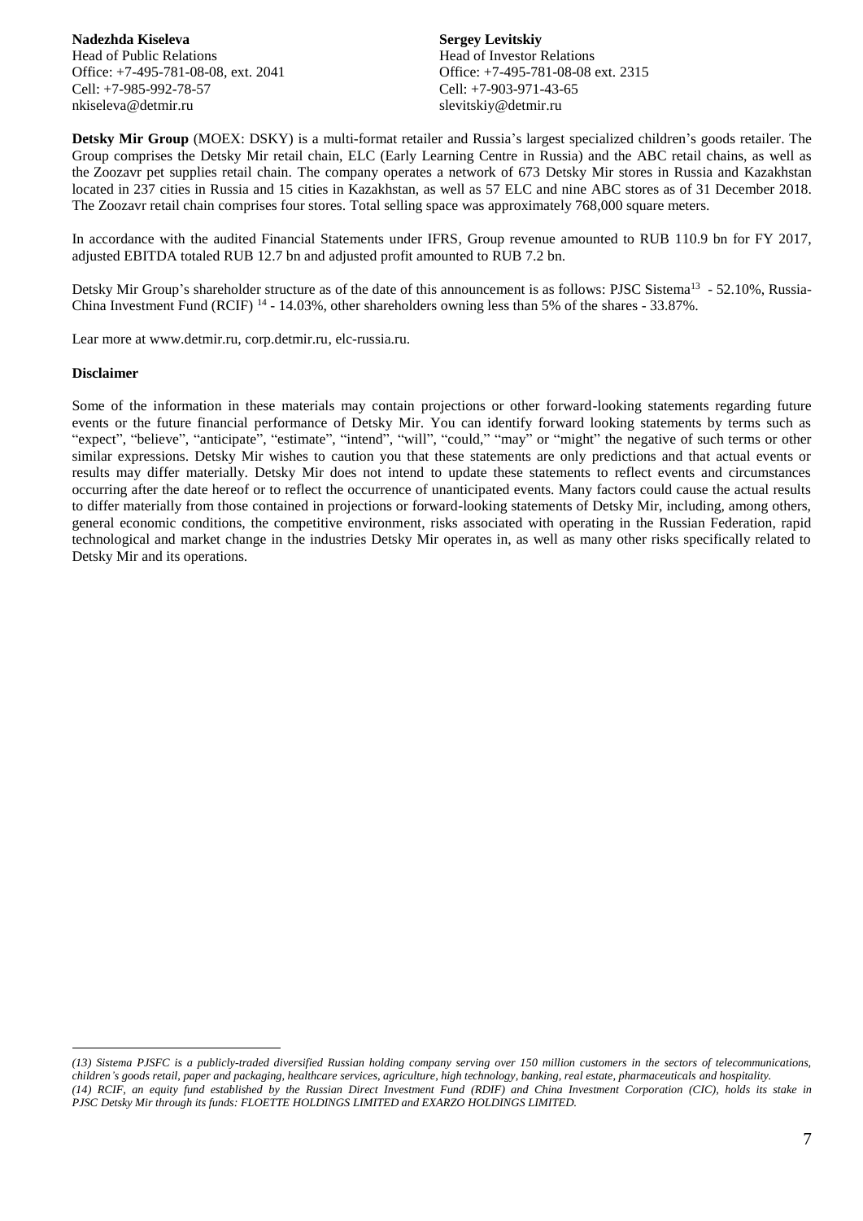**Nadezhda Kiseleva**
Head of Public Relations
Office: +7-495-781-08-08, ext. 2041
Cell: +7-985-992-78-57
nkiseleva@detmir.ru

**Sergey Levitskiy**
Head of Investor Relations
Office: +7-495-781-08-08 ext. 2315
Cell: +7-903-971-43-65
slevitskiy@detmir.ru

**Detsky Mir Group** (MOEX: DSKY) is a multi-format retailer and Russia's largest specialized children's goods retailer. The Group comprises the Detsky Mir retail chain, ELC (Early Learning Centre in Russia) and the ABC retail chains, as well as the Zoozavr pet supplies retail chain. The company operates a network of 673 Detsky Mir stores in Russia and Kazakhstan located in 237 cities in Russia and 15 cities in Kazakhstan, as well as 57 ELC and nine ABC stores as of 31 December 2018. The Zoozavr retail chain comprises four stores. Total selling space was approximately 768,000 square meters.

In accordance with the audited Financial Statements under IFRS, Group revenue amounted to RUB 110.9 bn for FY 2017, adjusted EBITDA totaled RUB 12.7 bn and adjusted profit amounted to RUB 7.2 bn.

Detsky Mir Group's shareholder structure as of the date of this announcement is as follows: PJSC Sistema[13] - 52.10%, Russia-China Investment Fund (RCIF) [14] - 14.03%, other shareholders owning less than 5% of the shares - 33.87%.

Lear more at www.detmir.ru, corp.detmir.ru, elc-russia.ru.

**Disclaimer**

Some of the information in these materials may contain projections or other forward-looking statements regarding future events or the future financial performance of Detsky Mir. You can identify forward looking statements by terms such as "expect", "believe", "anticipate", "estimate", "intend", "will", "could," "may" or "might" the negative of such terms or other similar expressions. Detsky Mir wishes to caution you that these statements are only predictions and that actual events or results may differ materially. Detsky Mir does not intend to update these statements to reflect events and circumstances occurring after the date hereof or to reflect the occurrence of unanticipated events. Many factors could cause the actual results to differ materially from those contained in projections or forward-looking statements of Detsky Mir, including, among others, general economic conditions, the competitive environment, risks associated with operating in the Russian Federation, rapid technological and market change in the industries Detsky Mir operates in, as well as many other risks specifically related to Detsky Mir and its operations.

---

*(13) Sistema PJSFC is a publicly-traded diversified Russian holding company serving over 150 million customers in the sectors of telecommunications, children's goods retail, paper and packaging, healthcare services, agriculture, high technology, banking, real estate, pharmaceuticals and hospitality.*
*(14) RCIF, an equity fund established by the Russian Direct Investment Fund (RDIF) and China Investment Corporation (CIC), holds its stake in PJSC Detsky Mir through its funds: FLOETTE HOLDINGS LIMITED and EXARZO HOLDINGS LIMITED.*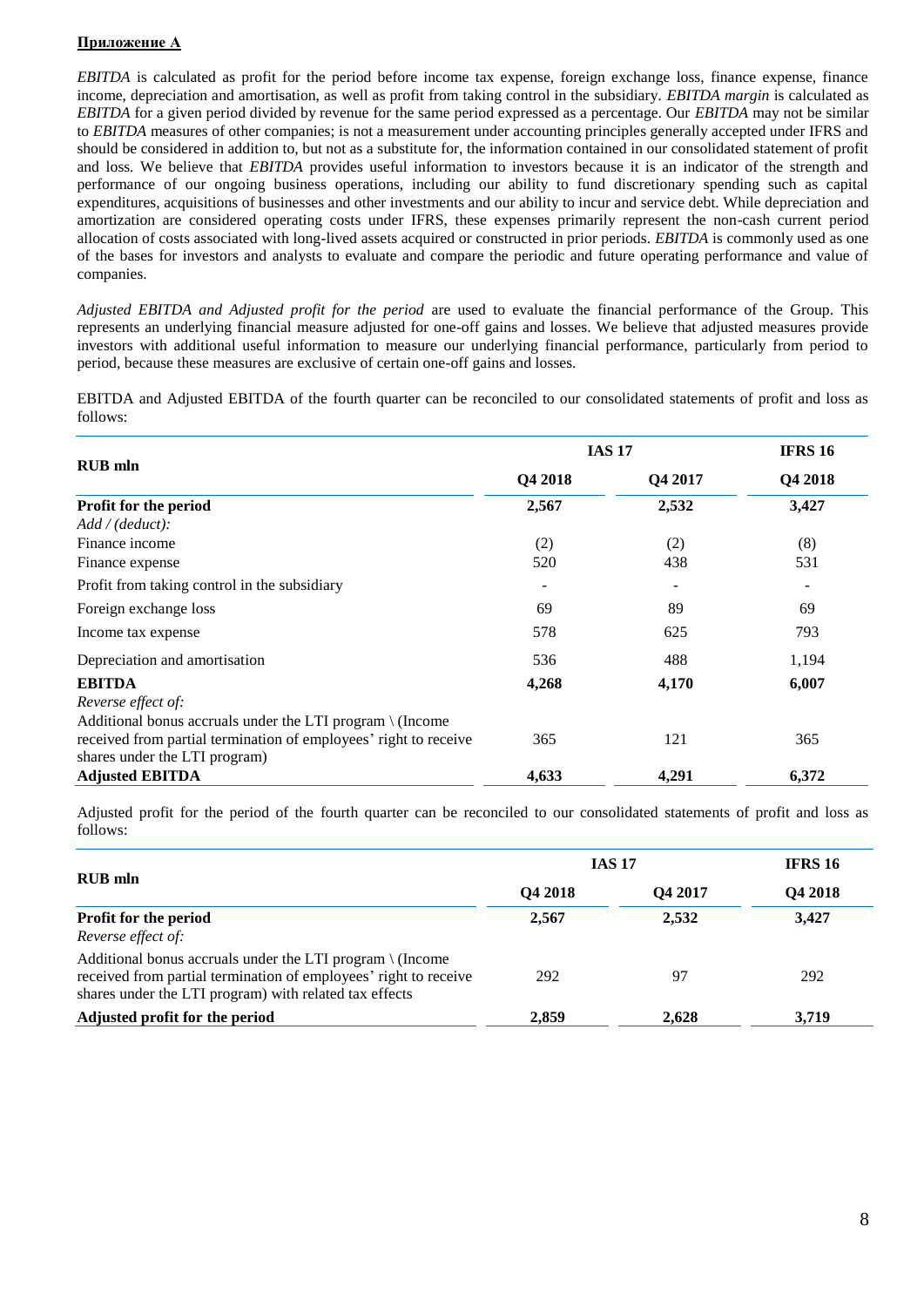**Приложение А**

*EBITDA* is calculated as profit for the period before income tax expense, foreign exchange loss, finance expense, finance income, depreciation and amortisation, as well as profit from taking control in the subsidiary. *EBITDA margin* is calculated as *EBITDA* for a given period divided by revenue for the same period expressed as a percentage. Our *EBITDA* may not be similar to *EBITDA* measures of other companies; is not a measurement under accounting principles generally accepted under IFRS and should be considered in addition to, but not as a substitute for, the information contained in our consolidated statement of profit and loss. We believe that *EBITDA* provides useful information to investors because it is an indicator of the strength and performance of our ongoing business operations, including our ability to fund discretionary spending such as capital expenditures, acquisitions of businesses and other investments and our ability to incur and service debt. While depreciation and amortization are considered operating costs under IFRS, these expenses primarily represent the non-cash current period allocation of costs associated with long-lived assets acquired or constructed in prior periods. *EBITDA* is commonly used as one of the bases for investors and analysts to evaluate and compare the periodic and future operating performance and value of companies.

*Adjusted EBITDA and Adjusted profit for the period* are used to evaluate the financial performance of the Group. This represents an underlying financial measure adjusted for one-off gains and losses. We believe that adjusted measures provide investors with additional useful information to measure our underlying financial performance, particularly from period to period, because these measures are exclusive of certain one-off gains and losses.

EBITDA and Adjusted EBITDA of the fourth quarter can be reconciled to our consolidated statements of profit and loss as follows:

| RUB mln | IAS 17 | | IFRS 16 |
|---|---|---|---|
| | Q4 2018 | Q4 2017 | Q4 2018 |
| **Profit for the period** | **2,567** | **2,532** | **3,427** |
| *Add / (deduct):* | | | |
| Finance income | (2) | (2) | (8) |
| Finance expense | 520 | 438 | 531 |
| Profit from taking control in the subsidiary | - | - | - |
| Foreign exchange loss | 69 | 89 | 69 |
| Income tax expense | 578 | 625 | 793 |
| Depreciation and amortisation | 536 | 488 | 1,194 |
| **EBITDA** | **4,268** | **4,170** | **6,007** |
| *Reverse effect of:* | | | |
| Additional bonus accruals under the LTI program \ (Income received from partial termination of employees' right to receive shares under the LTI program) | 365 | 121 | 365 |
| **Adjusted EBITDA** | **4,633** | **4,291** | **6,372** |

Adjusted profit for the period of the fourth quarter can be reconciled to our consolidated statements of profit and loss as follows:

| RUB mln | IAS 17 | | IFRS 16 |
|---|---|---|---|
| | Q4 2018 | Q4 2017 | Q4 2018 |
| **Profit for the period** | **2,567** | **2,532** | **3,427** |
| *Reverse effect of:* | | | |
| Additional bonus accruals under the LTI program \ (Income received from partial termination of employees' right to receive shares under the LTI program) with related tax effects | 292 | 97 | 292 |
| **Adjusted profit for the period** | **2,859** | **2,628** | **3,719** |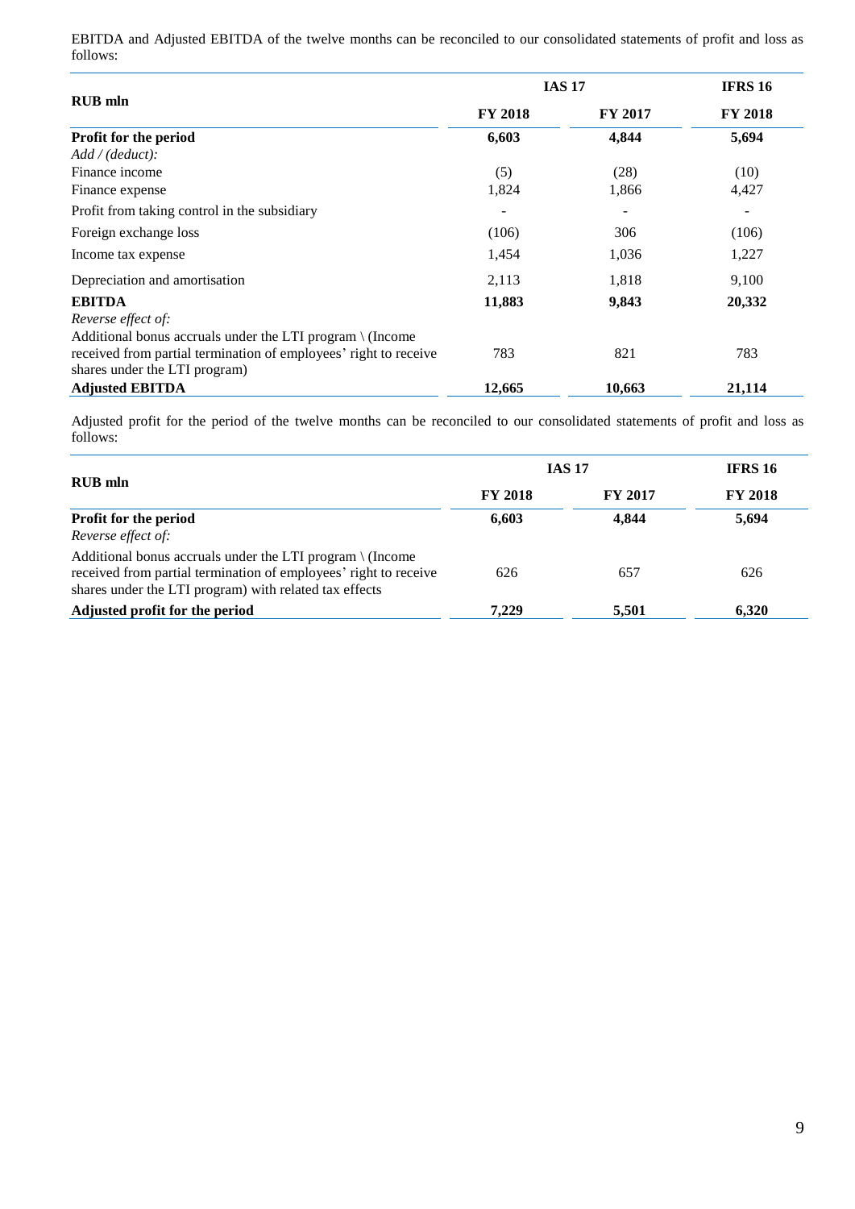EBITDA and Adjusted EBITDA of the twelve months can be reconciled to our consolidated statements of profit and loss as follows:

| RUB mln | IAS 17 | | IFRS 16 |
|---|---|---|---|
| | **FY 2018** | **FY 2017** | **FY 2018** |
| **Profit for the period** | **6,603** | **4,844** | **5,694** |
| *Add / (deduct):* | | | |
| Finance income | (5) | (28) | (10) |
| Finance expense | 1,824 | 1,866 | 4,427 |
| Profit from taking control in the subsidiary | - | - | - |
| Foreign exchange loss | (106) | 306 | (106) |
| Income tax expense | 1,454 | 1,036 | 1,227 |
| Depreciation and amortisation | 2,113 | 1,818 | 9,100 |
| **EBITDA** | **11,883** | **9,843** | **20,332** |
| *Reverse effect of:* | | | |
| Additional bonus accruals under the LTI program \ (Income received from partial termination of employees' right to receive shares under the LTI program) | 783 | 821 | 783 |
| **Adjusted EBITDA** | **12,665** | **10,663** | **21,114** |

Adjusted profit for the period of the twelve months can be reconciled to our consolidated statements of profit and loss as follows:

| RUB mln | IAS 17 | | IFRS 16 |
|---|---|---|---|
| | **FY 2018** | **FY 2017** | **FY 2018** |
| **Profit for the period** | **6,603** | **4,844** | **5,694** |
| *Reverse effect of:* | | | |
| Additional bonus accruals under the LTI program \ (Income received from partial termination of employees' right to receive shares under the LTI program) with related tax effects | 626 | 657 | 626 |
| **Adjusted profit for the period** | **7,229** | **5,501** | **6,320** |